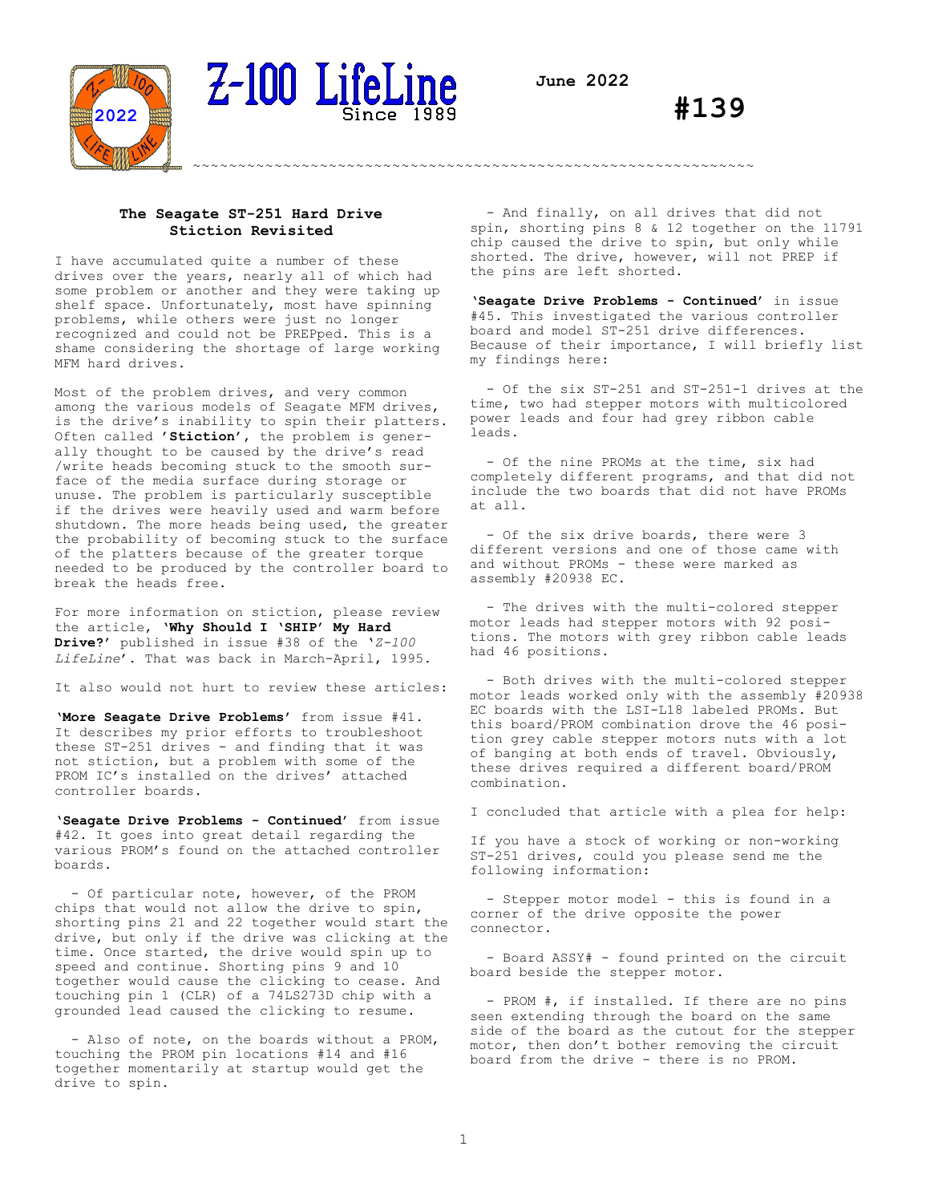# Z-100 LifeLine

Since 1989

**June 2022**

# #139

~~~~~~~~~~~~~~~~~~~~~~~~~~~~~~~~~~~~~~~~~~~~~~~~~~~~~~~~~~~~~~~~

## The Seagate ST-251 Hard Drive Stiction Revisited

I have accumulated quite a number of these drives over the years, nearly all of which had some problem or another and they were taking up shelf space. Unfortunately, most have spinning problems, while others were just no longer recognized and could not be PREPped. This is a shame considering the shortage of large working MFM hard drives.

Most of the problem drives, and very common among the various models of Seagate MFM drives, is the drive's inability to spin their platters. Often called **'Stiction'**, the problem is generally thought to be caused by the drive's read /write heads becoming stuck to the smooth surface of the media surface during storage or unuse. The problem is particularly susceptible if the drives were heavily used and warm before shutdown. The more heads being used, the greater the probability of becoming stuck to the surface of the platters because of the greater torque needed to be produced by the controller board to break the heads free.

For more information on stiction, please review the article, **'Why Should I 'SHIP' My Hard Drive?'** published in issue #38 of the '*Z-100 LifeLine*'. That was back in March-April, 1995.

It also would not hurt to review these articles:

**'More Seagate Drive Problems'** from issue #41. It describes my prior efforts to troubleshoot these ST-251 drives - and finding that it was not stiction, but a problem with some of the PROM IC's installed on the drives' attached controller boards.

**'Seagate Drive Problems - Continued'** from issue #42. It goes into great detail regarding the various PROM's found on the attached controller boards.

- Of particular note, however, of the PROM chips that would not allow the drive to spin, shorting pins 21 and 22 together would start the drive, but only if the drive was clicking at the time. Once started, the drive would spin up to speed and continue. Shorting pins 9 and 10 together would cause the clicking to cease. And touching pin 1 (CLR) of a 74LS273D chip with a grounded lead caused the clicking to resume.

- Also of note, on the boards without a PROM, touching the PROM pin locations #14 and #16 together momentarily at startup would get the drive to spin.

- And finally, on all drives that did not spin, shorting pins 8 & 12 together on the 11791 chip caused the drive to spin, but only while shorted. The drive, however, will not PREP if the pins are left shorted.

**'Seagate Drive Problems - Continued'** in issue #45. This investigated the various controller board and model ST-251 drive differences. Because of their importance, I will briefly list my findings here:

- Of the six ST-251 and ST-251-1 drives at the time, two had stepper motors with multicolored power leads and four had grey ribbon cable leads.

- Of the nine PROMs at the time, six had completely different programs, and that did not include the two boards that did not have PROMs at all.

- Of the six drive boards, there were 3 different versions and one of those came with and without PROMs - these were marked as assembly #20938 EC.

- The drives with the multi-colored stepper motor leads had stepper motors with 92 positions. The motors with grey ribbon cable leads had 46 positions.

- Both drives with the multi-colored stepper motor leads worked only with the assembly #20938 EC boards with the LSI-L18 labeled PROMs. But this board/PROM combination drove the 46 position grey cable stepper motors nuts with a lot of banging at both ends of travel. Obviously, these drives required a different board/PROM combination.

I concluded that article with a plea for help:

If you have a stock of working or non-working ST-251 drives, could you please send me the following information:

- Stepper motor model - this is found in a corner of the drive opposite the power connector.

- Board ASSY# - found printed on the circuit board beside the stepper motor.

- PROM #, if installed. If there are no pins seen extending through the board on the same side of the board as the cutout for the stepper motor, then don't bother removing the circuit board from the drive - there is no PROM.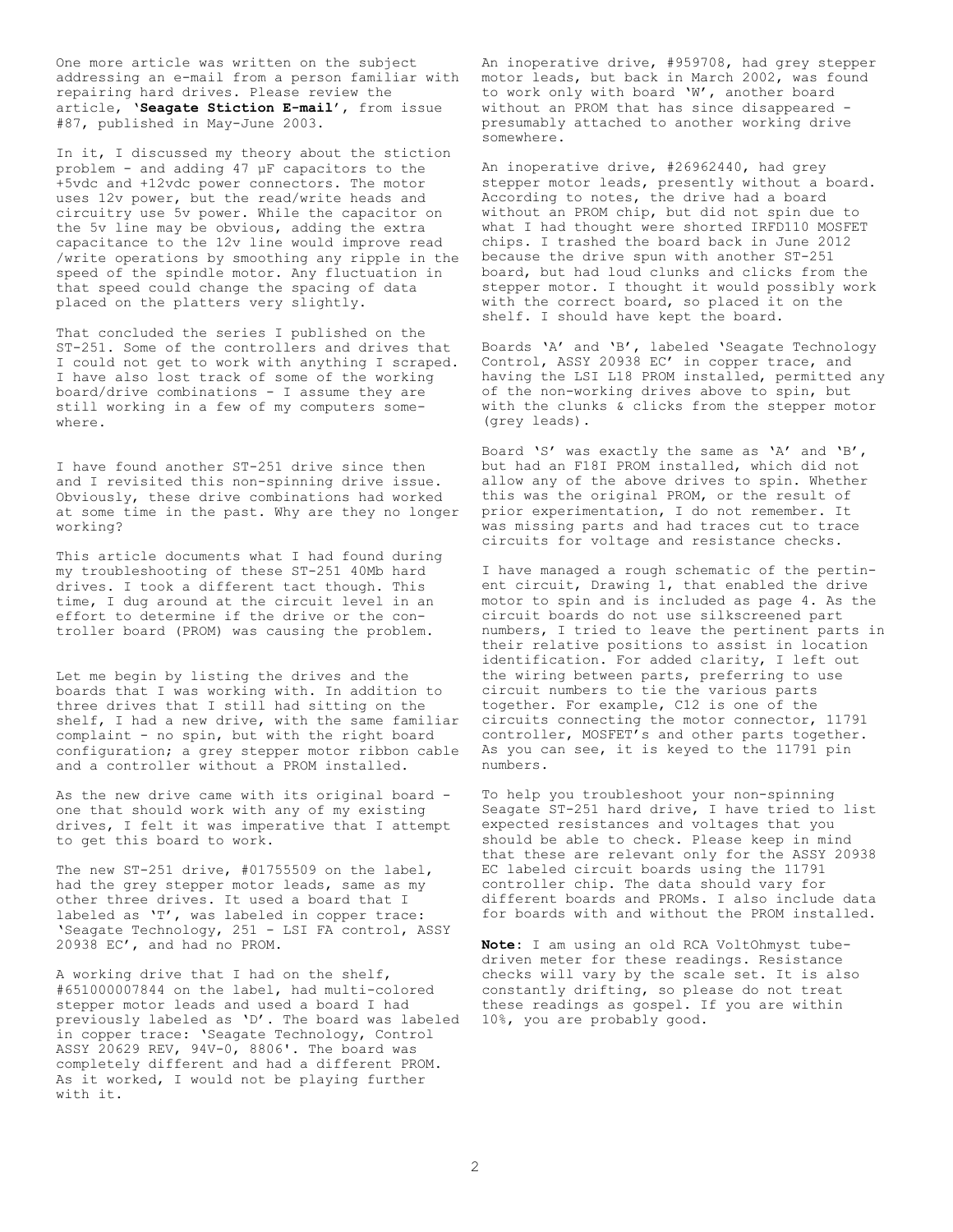One more article was written on the subject addressing an e-mail from a person familiar with repairing hard drives. Please review the article, **'Seagate Stiction E-mail'**, from issue #87, published in May-June 2003.

In it, I discussed my theory about the stiction problem - and adding 47 µF capacitors to the +5vdc and +12vdc power connectors. The motor uses 12v power, but the read/write heads and circuitry use 5v power. While the capacitor on the 5v line may be obvious, adding the extra capacitance to the 12v line would improve read /write operations by smoothing any ripple in the speed of the spindle motor. Any fluctuation in that speed could change the spacing of data placed on the platters very slightly.

That concluded the series I published on the ST-251. Some of the controllers and drives that I could not get to work with anything I scraped. I have also lost track of some of the working board/drive combinations - I assume they are still working in a few of my computers somewhere.

I have found another ST-251 drive since then and I revisited this non-spinning drive issue. Obviously, these drive combinations had worked at some time in the past. Why are they no longer working?

This article documents what I had found during my troubleshooting of these ST-251 40Mb hard drives. I took a different tact though. This time, I dug around at the circuit level in an effort to determine if the drive or the controller board (PROM) was causing the problem.

Let me begin by listing the drives and the boards that I was working with. In addition to three drives that I still had sitting on the shelf, I had a new drive, with the same familiar complaint - no spin, but with the right board configuration; a grey stepper motor ribbon cable and a controller without a PROM installed.

As the new drive came with its original board - one that should work with any of my existing drives, I felt it was imperative that I attempt to get this board to work.

The new ST-251 drive, #01755509 on the label, had the grey stepper motor leads, same as my other three drives. It used a board that I labeled as 'T', was labeled in copper trace: 'Seagate Technology, 251 - LSI FA control, ASSY 20938 EC', and had no PROM.

A working drive that I had on the shelf, #651000007844 on the label, had multi-colored stepper motor leads and used a board I had previously labeled as 'D'. The board was labeled in copper trace: 'Seagate Technology, Control ASSY 20629 REV, 94V-0, 8806'. The board was completely different and had a different PROM. As it worked, I would not be playing further with it.

An inoperative drive, #959708, had grey stepper motor leads, but back in March 2002, was found to work only with board 'W', another board without an PROM that has since disappeared - presumably attached to another working drive somewhere.

An inoperative drive, #26962440, had grey stepper motor leads, presently without a board. According to notes, the drive had a board without an PROM chip, but did not spin due to what I had thought were shorted IRFD110 MOSFET chips. I trashed the board back in June 2012 because the drive spun with another ST-251 board, but had loud clunks and clicks from the stepper motor. I thought it would possibly work with the correct board, so placed it on the shelf. I should have kept the board.

Boards 'A' and 'B', labeled 'Seagate Technology Control, ASSY 20938 EC' in copper trace, and having the LSI L18 PROM installed, permitted any of the non-working drives above to spin, but with the clunks & clicks from the stepper motor (grey leads).

Board 'S' was exactly the same as 'A' and 'B', but had an F18I PROM installed, which did not allow any of the above drives to spin. Whether this was the original PROM, or the result of prior experimentation, I do not remember. It was missing parts and had traces cut to trace circuits for voltage and resistance checks.

I have managed a rough schematic of the pertinent circuit, Drawing 1, that enabled the drive motor to spin and is included as page 4. As the circuit boards do not use silkscreened part numbers, I tried to leave the pertinent parts in their relative positions to assist in location identification. For added clarity, I left out the wiring between parts, preferring to use circuit numbers to tie the various parts together. For example, C12 is one of the circuits connecting the motor connector, 11791 controller, MOSFET's and other parts together. As you can see, it is keyed to the 11791 pin numbers.

To help you troubleshoot your non-spinning Seagate ST-251 hard drive, I have tried to list expected resistances and voltages that you should be able to check. Please keep in mind that these are relevant only for the ASSY 20938 EC labeled circuit boards using the 11791 controller chip. The data should vary for different boards and PROMs. I also include data for boards with and without the PROM installed.

**Note**: I am using an old RCA VoltOhmyst tube-driven meter for these readings. Resistance checks will vary by the scale set. It is also constantly drifting, so please do not treat these readings as gospel. If you are within 10%, you are probably good.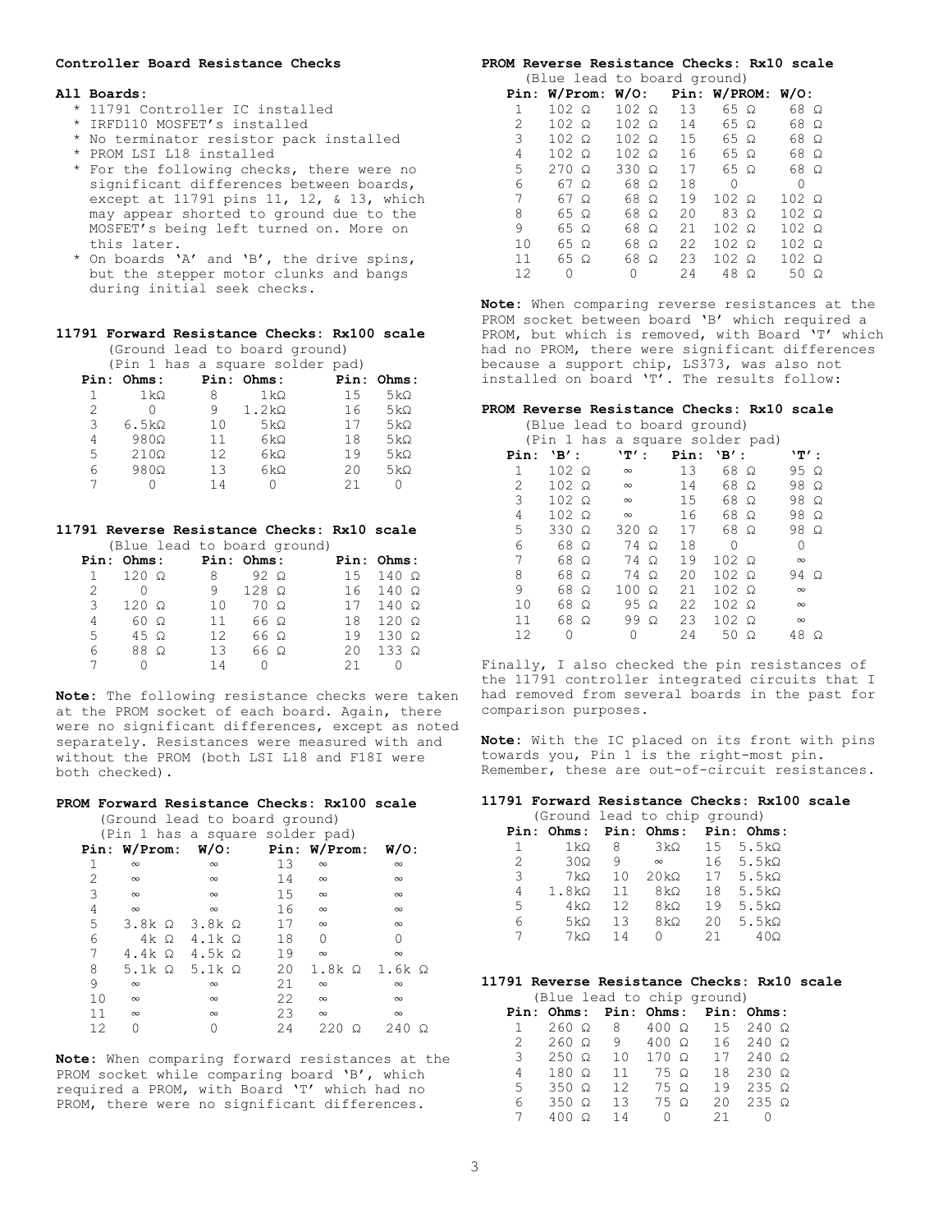**Controller Board Resistance Checks**

**All Boards:**

* 11791 Controller IC installed
* IRFD110 MOSFET's installed
* No terminator resistor pack installed
* PROM LSI L18 installed
* For the following checks, there were no significant differences between boards, except at 11791 pins 11, 12, & 13, which may appear shorted to ground due to the MOSFET's being left turned on. More on this later.
* On boards 'A' and 'B', the drive spins, but the stepper motor clunks and bangs during initial seek checks.

**11791 Forward Resistance Checks: Rx100 scale**
(Ground lead to board ground)
(Pin 1 has a square solder pad)

| Pin: | Ohms: | Pin: | Ohms: | Pin: | Ohms: |
|---|---|---|---|---|---|
| 1 | 1kΩ | 8 | 1kΩ | 15 | 5kΩ |
| 2 | 0 | 9 | 1.2kΩ | 16 | 5kΩ |
| 3 | 6.5kΩ | 10 | 5kΩ | 17 | 5kΩ |
| 4 | 980Ω | 11 | 6kΩ | 18 | 5kΩ |
| 5 | 210Ω | 12 | 6kΩ | 19 | 5kΩ |
| 6 | 980Ω | 13 | 6kΩ | 20 | 5kΩ |
| 7 | 0 | 14 | 0 | 21 | 0 |

**11791 Reverse Resistance Checks: Rx10 scale**
(Blue lead to board ground)

| Pin: | Ohms: | Pin: | Ohms: | Pin: | Ohms: |
|---|---|---|---|---|---|
| 1 | 120 Ω | 8 | 92 Ω | 15 | 140 Ω |
| 2 | 0 | 9 | 128 Ω | 16 | 140 Ω |
| 3 | 120 Ω | 10 | 70 Ω | 17 | 140 Ω |
| 4 | 60 Ω | 11 | 66 Ω | 18 | 120 Ω |
| 5 | 45 Ω | 12 | 66 Ω | 19 | 130 Ω |
| 6 | 88 Ω | 13 | 66 Ω | 20 | 133 Ω |
| 7 | 0 | 14 | 0 | 21 | 0 |

**Note:** The following resistance checks were taken at the PROM socket of each board. Again, there were no significant differences, except as noted separately. Resistances were measured with and without the PROM (both LSI L18 and F18I were both checked).

**PROM Forward Resistance Checks: Rx100 scale**
(Ground lead to board ground)
(Pin 1 has a square solder pad)

| Pin: | W/Prom: | W/O: | Pin: | W/Prom: | W/O: |
|---|---|---|---|---|---|
| 1 | ∞ | ∞ | 13 | ∞ | ∞ |
| 2 | ∞ | ∞ | 14 | ∞ | ∞ |
| 3 | ∞ | ∞ | 15 | ∞ | ∞ |
| 4 | ∞ | ∞ | 16 | ∞ | ∞ |
| 5 | 3.8k Ω | 3.8k Ω | 17 | ∞ | ∞ |
| 6 | 4k Ω | 4.1k Ω | 18 | 0 | 0 |
| 7 | 4.4k Ω | 4.5k Ω | 19 | ∞ | ∞ |
| 8 | 5.1k Ω | 5.1k Ω | 20 | 1.8k Ω | 1.6k Ω |
| 9 | ∞ | ∞ | 21 | ∞ | ∞ |
| 10 | ∞ | ∞ | 22 | ∞ | ∞ |
| 11 | ∞ | ∞ | 23 | ∞ | ∞ |
| 12 | 0 | 0 | 24 | 220 Ω | 240 Ω |

**Note:** When comparing forward resistances at the PROM socket while comparing board 'B', which required a PROM, with Board 'T' which had no PROM, there were no significant differences.

**PROM Reverse Resistance Checks: Rx10 scale**
(Blue lead to board ground)

| Pin: | W/Prom: | W/O: | Pin: | W/PROM: | W/O: |
|---|---|---|---|---|---|
| 1 | 102 Ω | 102 Ω | 13 | 65 Ω | 68 Ω |
| 2 | 102 Ω | 102 Ω | 14 | 65 Ω | 68 Ω |
| 3 | 102 Ω | 102 Ω | 15 | 65 Ω | 68 Ω |
| 4 | 102 Ω | 102 Ω | 16 | 65 Ω | 68 Ω |
| 5 | 270 Ω | 330 Ω | 17 | 65 Ω | 68 Ω |
| 6 | 67 Ω | 68 Ω | 18 | 0 | 0 |
| 7 | 67 Ω | 68 Ω | 19 | 102 Ω | 102 Ω |
| 8 | 65 Ω | 68 Ω | 20 | 83 Ω | 102 Ω |
| 9 | 65 Ω | 68 Ω | 21 | 102 Ω | 102 Ω |
| 10 | 65 Ω | 68 Ω | 22 | 102 Ω | 102 Ω |
| 11 | 65 Ω | 68 Ω | 23 | 102 Ω | 102 Ω |
| 12 | 0 | 0 | 24 | 48 Ω | 50 Ω |

**Note:** When comparing reverse resistances at the PROM socket between board 'B' which required a PROM, but which is removed, with Board 'T' which had no PROM, there were significant differences because a support chip, LS373, was also not installed on board 'T'. The results follow:

**PROM Reverse Resistance Checks: Rx10 scale**
(Blue lead to board ground)
(Pin 1 has a square solder pad)

| Pin: | 'B': | 'T': | Pin: | 'B': | 'T': |
|---|---|---|---|---|---|
| 1 | 102 Ω | ∞ | 13 | 68 Ω | 95 Ω |
| 2 | 102 Ω | ∞ | 14 | 68 Ω | 98 Ω |
| 3 | 102 Ω | ∞ | 15 | 68 Ω | 98 Ω |
| 4 | 102 Ω | ∞ | 16 | 68 Ω | 98 Ω |
| 5 | 330 Ω | 320 Ω | 17 | 68 Ω | 98 Ω |
| 6 | 68 Ω | 74 Ω | 18 | 0 | 0 |
| 7 | 68 Ω | 74 Ω | 19 | 102 Ω | ∞ |
| 8 | 68 Ω | 74 Ω | 20 | 102 Ω | 94 Ω |
| 9 | 68 Ω | 100 Ω | 21 | 102 Ω | ∞ |
| 10 | 68 Ω | 95 Ω | 22 | 102 Ω | ∞ |
| 11 | 68 Ω | 99 Ω | 23 | 102 Ω | ∞ |
| 12 | 0 | 0 | 24 | 50 Ω | 48 Ω |

Finally, I also checked the pin resistances of the 11791 controller integrated circuits that I had removed from several boards in the past for comparison purposes.

**Note:** With the IC placed on its front with pins towards you, Pin 1 is the right-most pin. Remember, these are out-of-circuit resistances.

**11791 Forward Resistance Checks: Rx100 scale**
(Ground lead to chip ground)

| Pin: | Ohms: | Pin: | Ohms: | Pin: | Ohms: |
|---|---|---|---|---|---|
| 1 | 1kΩ | 8 | 3kΩ | 15 | 5.5kΩ |
| 2 | 30Ω | 9 | ∞ | 16 | 5.5kΩ |
| 3 | 7kΩ | 10 | 20kΩ | 17 | 5.5kΩ |
| 4 | 1.8kΩ | 11 | 8kΩ | 18 | 5.5kΩ |
| 5 | 4kΩ | 12 | 8kΩ | 19 | 5.5kΩ |
| 6 | 5kΩ | 13 | 8kΩ | 20 | 5.5kΩ |
| 7 | 7kΩ | 14 | 0 | 21 | 40Ω |

**11791 Reverse Resistance Checks: Rx10 scale**
(Blue lead to chip ground)

| Pin: | Ohms: | Pin: | Ohms: | Pin: | Ohms: |
|---|---|---|---|---|---|
| 1 | 260 Ω | 8 | 400 Ω | 15 | 240 Ω |
| 2 | 260 Ω | 9 | 400 Ω | 16 | 240 Ω |
| 3 | 250 Ω | 10 | 170 Ω | 17 | 240 Ω |
| 4 | 180 Ω | 11 | 75 Ω | 18 | 230 Ω |
| 5 | 350 Ω | 12 | 75 Ω | 19 | 235 Ω |
| 6 | 350 Ω | 13 | 75 Ω | 20 | 235 Ω |
| 7 | 400 Ω | 14 | 0 | 21 | 0 |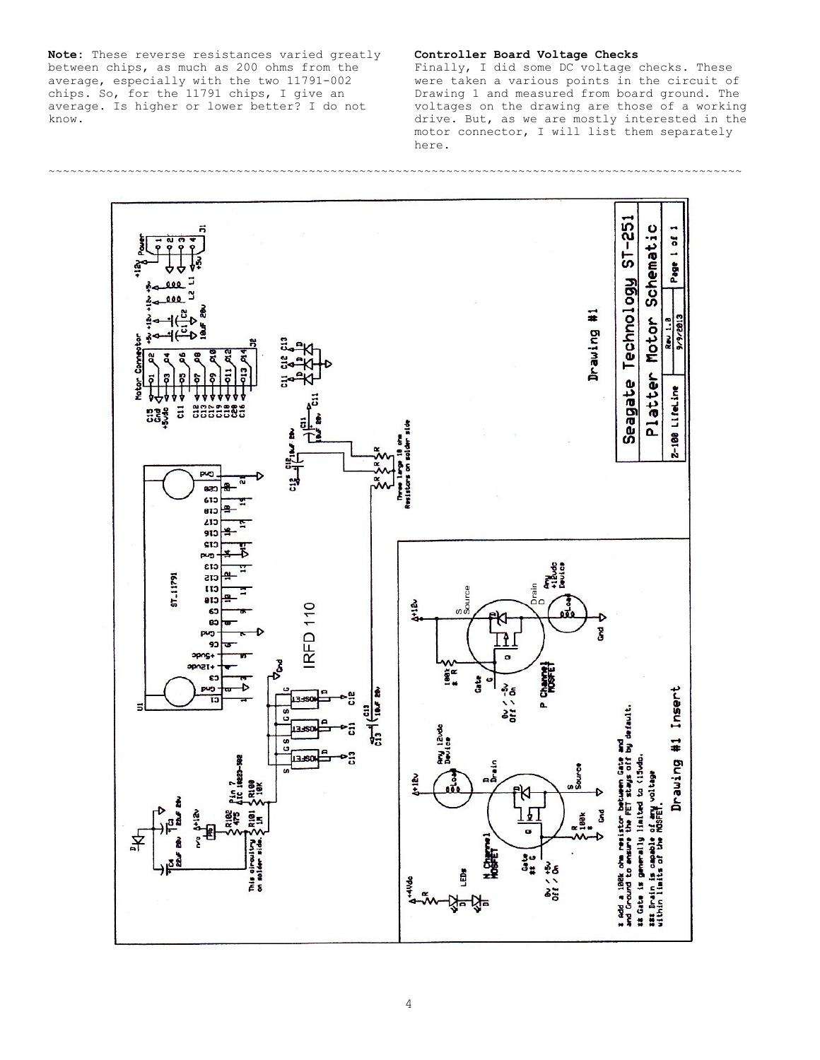**Note:** These reverse resistances varied greatly between chips, as much as 200 ohms from the average, especially with the two 11791-002 chips. So, for the 11791 chips, I give an average. Is higher or lower better? I do not know.

**Controller Board Voltage Checks**
Finally, I did some DC voltage checks. These were taken a various points in the circuit of Drawing 1 and measured from board ground. The voltages on the drawing are those of a working drive. But, as we are mostly interested in the motor connector, I will list them separately here.

~~~~~~~~~~~~~~~~~~~~~~~~~~~~~~~~~~~~~~~~~~~~~~~~~~~~~~~~~~~~~~~~~~~~~~~~~~~~~~~~~~~~~~~~~~~~~~~~~~~~~~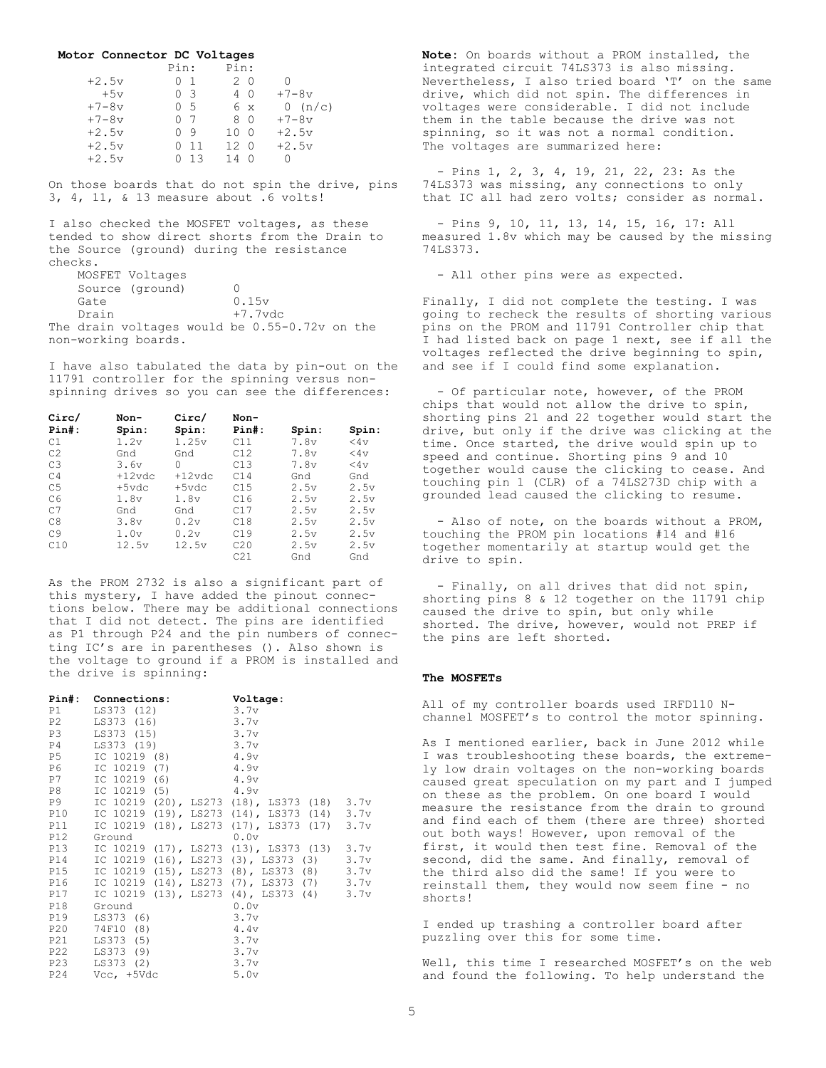**Motor Connector DC Voltages**

| | Pin: | Pin: | |
|---|---|---|---|
| +2.5v | 0 1 | 2 0 | 0 |
| +5v | 0 3 | 4 0 | +7-8v |
| +7-8v | 0 5 | 6 x | 0 (n/c) |
| +7-8v | 0 7 | 8 0 | +7-8v |
| +2.5v | 0 9 | 10 0 | +2.5v |
| +2.5v | 0 11 | 12 0 | +2.5v |
| +2.5v | 0 13 | 14 0 | 0 |

On those boards that do not spin the drive, pins 3, 4, 11, & 13 measure about .6 volts!

I also checked the MOSFET voltages, as these tended to show direct shorts from the Drain to the Source (ground) during the resistance checks.

| MOSFET Voltages | |
|---|---|
| Source (ground) | 0 |
| Gate | 0.15v |
| Drain | +7.7vdc |

The drain voltages would be 0.55-0.72v on the non-working boards.

I have also tabulated the data by pin-out on the 11791 controller for the spinning versus non-spinning drives so you can see the differences:

| Circ/ Pin#: | Non- Spin: | Circ/ Spin: | Non- Pin#: | Spin: | Spin: |
|---|---|---|---|---|---|
| C1 | 1.2v | 1.25v | C11 | 7.8v | <4v |
| C2 | Gnd | Gnd | C12 | 7.8v | <4v |
| C3 | 3.6v | 0 | C13 | 7.8v | <4v |
| C4 | +12vdc | +12vdc | C14 | Gnd | Gnd |
| C5 | +5vdc | +5vdc | C15 | 2.5v | 2.5v |
| C6 | 1.8v | 1.8v | C16 | 2.5v | 2.5v |
| C7 | Gnd | Gnd | C17 | 2.5v | 2.5v |
| C8 | 3.8v | 0.2v | C18 | 2.5v | 2.5v |
| C9 | 1.0v | 0.2v | C19 | 2.5v | 2.5v |
| C10 | 12.5v | 12.5v | C20 | 2.5v | 2.5v |
| | | | C21 | Gnd | Gnd |

As the PROM 2732 is also a significant part of this mystery, I have added the pinout connections below. There may be additional connections that I did not detect. The pins are identified as P1 through P24 and the pin numbers of connecting IC's are in parentheses (). Also shown is the voltage to ground if a PROM is installed and the drive is spinning:

| Pin#: | Connections: | Voltage: |
|---|---|---|
| P1 | LS373 (12) | 3.7v |
| P2 | LS373 (16) | 3.7v |
| P3 | LS373 (15) | 3.7v |
| P4 | LS373 (19) | 3.7v |
| P5 | IC 10219 (8) | 4.9v |
| P6 | IC 10219 (7) | 4.9v |
| P7 | IC 10219 (6) | 4.9v |
| P8 | IC 10219 (5) | 4.9v |
| P9 | IC 10219 (20), LS273 (18), LS373 (18) | 3.7v |
| P10 | IC 10219 (19), LS273 (14), LS373 (14) | 3.7v |
| P11 | IC 10219 (18), LS273 (17), LS373 (17) | 3.7v |
| P12 | Ground | 0.0v |
| P13 | IC 10219 (17), LS273 (13), LS373 (13) | 3.7v |
| P14 | IC 10219 (16), LS273 (3), LS373 (3) | 3.7v |
| P15 | IC 10219 (15), LS273 (8), LS373 (8) | 3.7v |
| P16 | IC 10219 (14), LS273 (7), LS373 (7) | 3.7v |
| P17 | IC 10219 (13), LS273 (4), LS373 (4) | 3.7v |
| P18 | Ground | 0.0v |
| P19 | LS373 (6) | 3.7v |
| P20 | 74F10 (8) | 4.4v |
| P21 | LS373 (5) | 3.7v |
| P22 | LS373 (9) | 3.7v |
| P23 | LS373 (2) | 3.7v |
| P24 | Vcc, +5Vdc | 5.0v |

**Note**: On boards without a PROM installed, the integrated circuit 74LS373 is also missing. Nevertheless, I also tried board 'T' on the same drive, which did not spin. The differences in voltages were considerable. I did not include them in the table because the drive was not spinning, so it was not a normal condition. The voltages are summarized here:

- Pins 1, 2, 3, 4, 19, 21, 22, 23: As the 74LS373 was missing, any connections to only that IC all had zero volts; consider as normal.

- Pins 9, 10, 11, 13, 14, 15, 16, 17: All measured 1.8v which may be caused by the missing 74LS373.

- All other pins were as expected.

Finally, I did not complete the testing. I was going to recheck the results of shorting various pins on the PROM and 11791 Controller chip that I had listed back on page 1 next, see if all the voltages reflected the drive beginning to spin, and see if I could find some explanation.

- Of particular note, however, of the PROM chips that would not allow the drive to spin, shorting pins 21 and 22 together would start the drive, but only if the drive was clicking at the time. Once started, the drive would spin up to speed and continue. Shorting pins 9 and 10 together would cause the clicking to cease. And touching pin 1 (CLR) of a 74LS273D chip with a grounded lead caused the clicking to resume.

- Also of note, on the boards without a PROM, touching the PROM pin locations #14 and #16 together momentarily at startup would get the drive to spin.

- Finally, on all drives that did not spin, shorting pins 8 & 12 together on the 11791 chip caused the drive to spin, but only while shorted. The drive, however, would not PREP if the pins are left shorted.

### The MOSFETs

All of my controller boards used IRFD110 N-channel MOSFET's to control the motor spinning.

As I mentioned earlier, back in June 2012 while I was troubleshooting these boards, the extremely low drain voltages on the non-working boards caused great speculation on my part and I jumped on these as the problem. On one board I would measure the resistance from the drain to ground and find each of them (there are three) shorted out both ways! However, upon removal of the first, it would then test fine. Removal of the second, did the same. And finally, removal of the third also did the same! If you were to reinstall them, they would now seem fine - no shorts!

I ended up trashing a controller board after puzzling over this for some time.

Well, this time I researched MOSFET's on the web and found the following. To help understand the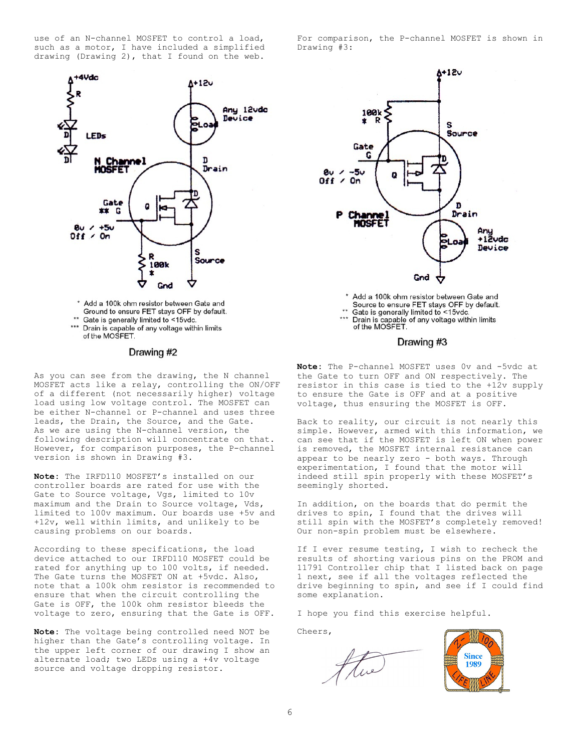use of an N-channel MOSFET to control a load, such as a motor, I have included a simplified drawing (Drawing 2), that I found on the web.

+4Vdc

R

D

LEDs

D

N Channel MOSFET

+12v

Any 12vdc Device

Load

D Drain

Gate ** G

Q

D

0v / +5v Off / On

R 100k *

S Source

Gnd

* Add a 100k ohm resistor between Gate and Ground to ensure FET stays OFF by default.
** Gate is generally limited to <15vdc.
*** Drain is capable of any voltage within limits of the MOSFET.

Drawing #2

As you can see from the drawing, the N channel MOSFET acts like a relay, controlling the ON/OFF of a different (not necessarily higher) voltage load using low voltage control. The MOSFET can be either N-channel or P-channel and uses three leads, the Drain, the Source, and the Gate. As we are using the N-channel version, the following description will concentrate on that. However, for comparison purposes, the P-channel version is shown in Drawing #3.

**Note:** The IRFD110 MOSFET's installed on our controller boards are rated for use with the Gate to Source voltage, Vgs, limited to 10v maximum and the Drain to Source voltage, Vds, limited to 100v maximum. Our boards use +5v and +12v, well within limits, and unlikely to be causing problems on our boards.

According to these specifications, the load device attached to our IRFD110 MOSFET could be rated for anything up to 100 volts, if needed. The Gate turns the MOSFET ON at +5vdc. Also, note that a 100k ohm resistor is recommended to ensure that when the circuit controlling the Gate is OFF, the 100k ohm resistor bleeds the voltage to zero, ensuring that the Gate is OFF.

**Note:** The voltage being controlled need NOT be higher than the Gate's controlling voltage. In the upper left corner of our drawing I show an alternate load; two LEDs using a +4v voltage source and voltage dropping resistor.

For comparison, the P-channel MOSFET is shown in Drawing #3:

+12v

100k * R

S Source

Gate G

D

0v / -5v Off / On

Q

P Channel MOSFET

D Drain

Load

Any +12vdc Device

Gnd

* Add a 100k ohm resistor between Gate and Source to ensure FET stays OFF by default.
** Gate is generally limited to <15vdc.
*** Drain is capable of any voltage within limits of the MOSFET.

Drawing #3

**Note:** The P-channel MOSFET uses 0v and -5vdc at the Gate to turn OFF and ON respectively. The resistor in this case is tied to the +12v supply to ensure the Gate is OFF and at a positive voltage, thus ensuring the MOSFET is OFF.

Back to reality, our circuit is not nearly this simple. However, armed with this information, we can see that if the MOSFET is left ON when power is removed, the MOSFET internal resistance can appear to be nearly zero - both ways. Through experimentation, I found that the motor will indeed still spin properly with these MOSFET's seemingly shorted.

In addition, on the boards that do permit the drives to spin, I found that the drives will still spin with the MOSFET's completely removed! Our non-spin problem must be elsewhere.

If I ever resume testing, I wish to recheck the results of shorting various pins on the PROM and 11791 Controller chip that I listed back on page 1 next, see if all the voltages reflected the drive beginning to spin, and see if I could find some explanation.

I hope you find this exercise helpful.

Cheers,

Z-100 LIFELINE Since 1989